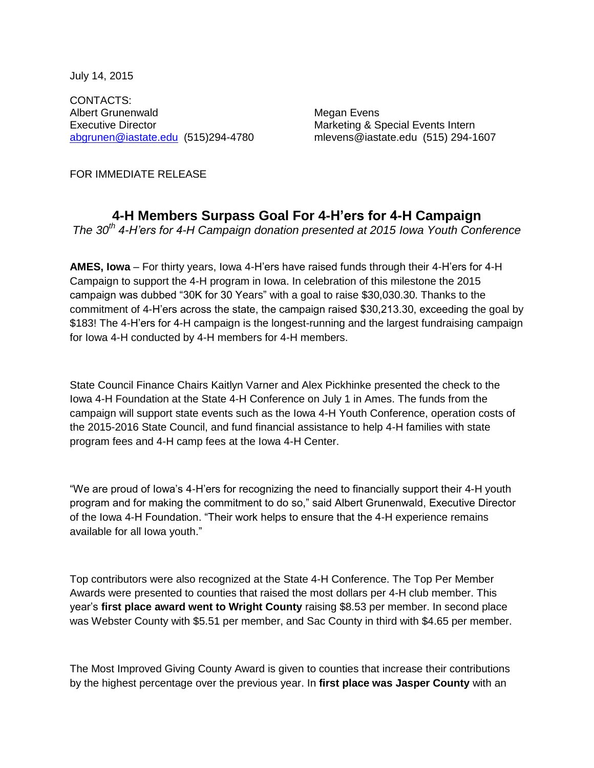July 14, 2015

CONTACTS:

Albert Grunenwald
Executive Director
abgrunen@iastate.edu (515)294-4780

Megan Evens
Marketing & Special Events Intern
mlevens@iastate.edu (515) 294-1607

FOR IMMEDIATE RELEASE

# 4-H Members Surpass Goal For 4-H'ers for 4-H Campaign

*The 30th 4-H'ers for 4-H Campaign donation presented at 2015 Iowa Youth Conference*

**AMES, Iowa** – For thirty years, Iowa 4-H'ers have raised funds through their 4-H'ers for 4-H Campaign to support the 4-H program in Iowa. In celebration of this milestone the 2015 campaign was dubbed "30K for 30 Years" with a goal to raise $30,030.30. Thanks to the commitment of 4-H'ers across the state, the campaign raised $30,213.30, exceeding the goal by $183! The 4-H'ers for 4-H campaign is the longest-running and the largest fundraising campaign for Iowa 4-H conducted by 4-H members for 4-H members.

State Council Finance Chairs Kaitlyn Varner and Alex Pickhinke presented the check to the Iowa 4-H Foundation at the State 4-H Conference on July 1 in Ames. The funds from the campaign will support state events such as the Iowa 4-H Youth Conference, operation costs of the 2015-2016 State Council, and fund financial assistance to help 4-H families with state program fees and 4-H camp fees at the Iowa 4-H Center.

"We are proud of Iowa's 4-H'ers for recognizing the need to financially support their 4-H youth program and for making the commitment to do so," said Albert Grunenwald, Executive Director of the Iowa 4-H Foundation. "Their work helps to ensure that the 4-H experience remains available for all Iowa youth."

Top contributors were also recognized at the State 4-H Conference. The Top Per Member Awards were presented to counties that raised the most dollars per 4-H club member. This year's **first place award went to Wright County** raising $8.53 per member. In second place was Webster County with $5.51 per member, and Sac County in third with $4.65 per member.

The Most Improved Giving County Award is given to counties that increase their contributions by the highest percentage over the previous year. In **first place was Jasper County** with an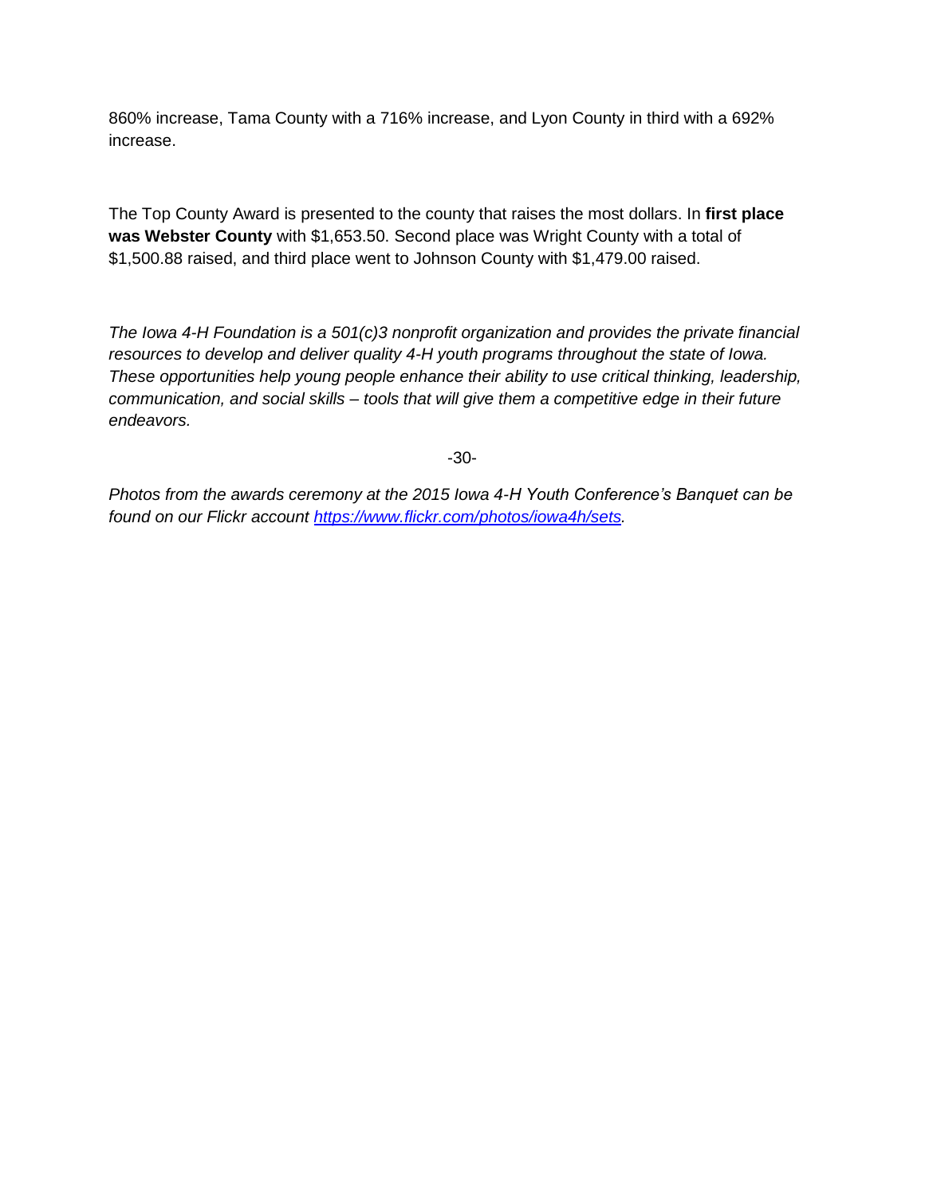860% increase, Tama County with a 716% increase, and Lyon County in third with a 692% increase.

The Top County Award is presented to the county that raises the most dollars. In **first place was Webster County** with $1,653.50. Second place was Wright County with a total of $1,500.88 raised, and third place went to Johnson County with $1,479.00 raised.

*The Iowa 4-H Foundation is a 501(c)3 nonprofit organization and provides the private financial resources to develop and deliver quality 4-H youth programs throughout the state of Iowa. These opportunities help young people enhance their ability to use critical thinking, leadership, communication, and social skills – tools that will give them a competitive edge in their future endeavors.*

-30-

*Photos from the awards ceremony at the 2015 Iowa 4-H Youth Conference's Banquet can be found on our Flickr account [https://www.flickr.com/photos/iowa4h/sets](https://www.flickr.com/photos/iowa4h/sets).*